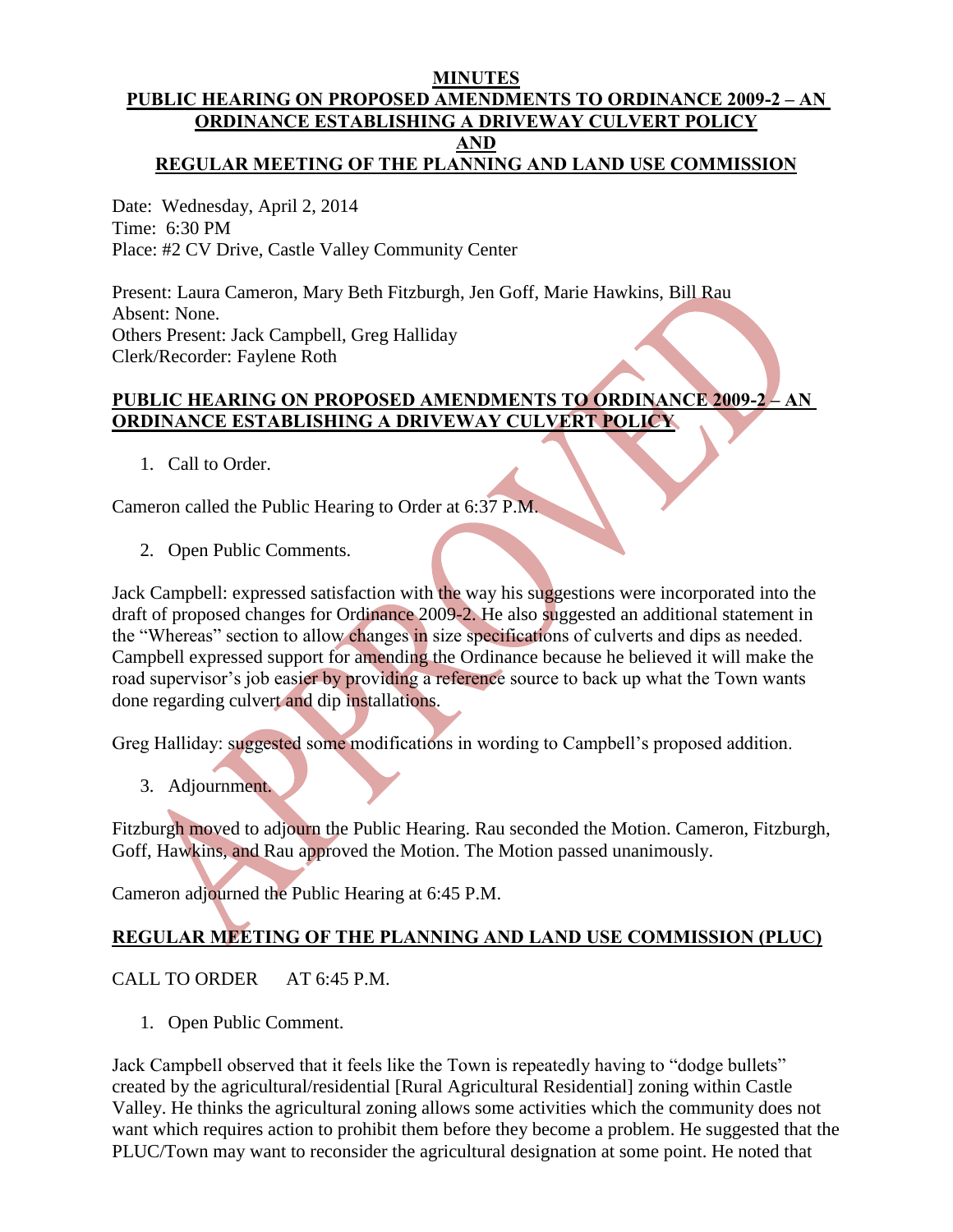# MINUTES

# PUBLIC HEARING ON PROPOSED AMENDMENTS TO ORDINANCE 2009-2 – AN ORDINANCE ESTABLISHING A DRIVEWAY CULVERT POLICY

# AND

# REGULAR MEETING OF THE PLANNING AND LAND USE COMMISSION

Date: Wednesday, April 2, 2014
Time: 6:30 PM
Place: #2 CV Drive, Castle Valley Community Center

Present: Laura Cameron, Mary Beth Fitzburgh, Jen Goff, Marie Hawkins, Bill Rau
Absent: None.
Others Present: Jack Campbell, Greg Halliday
Clerk/Recorder: Faylene Roth

## PUBLIC HEARING ON PROPOSED AMENDMENTS TO ORDINANCE 2009-2 – AN ORDINANCE ESTABLISHING A DRIVEWAY CULVERT POLICY

1. Call to Order.

Cameron called the Public Hearing to Order at 6:37 P.M.

2. Open Public Comments.

Jack Campbell: expressed satisfaction with the way his suggestions were incorporated into the draft of proposed changes for Ordinance 2009-2. He also suggested an additional statement in the "Whereas" section to allow changes in size specifications of culverts and dips as needed. Campbell expressed support for amending the Ordinance because he believed it will make the road supervisor's job easier by providing a reference source to back up what the Town wants done regarding culvert and dip installations.

Greg Halliday: suggested some modifications in wording to Campbell's proposed addition.

3. Adjournment.

Fitzburgh moved to adjourn the Public Hearing. Rau seconded the Motion. Cameron, Fitzburgh, Goff, Hawkins, and Rau approved the Motion. The Motion passed unanimously.

Cameron adjourned the Public Hearing at 6:45 P.M.

## REGULAR MEETING OF THE PLANNING AND LAND USE COMMISSION (PLUC)

CALL TO ORDER AT 6:45 P.M.

1. Open Public Comment.

Jack Campbell observed that it feels like the Town is repeatedly having to "dodge bullets" created by the agricultural/residential [Rural Agricultural Residential] zoning within Castle Valley. He thinks the agricultural zoning allows some activities which the community does not want which requires action to prohibit them before they become a problem. He suggested that the PLUC/Town may want to reconsider the agricultural designation at some point. He noted that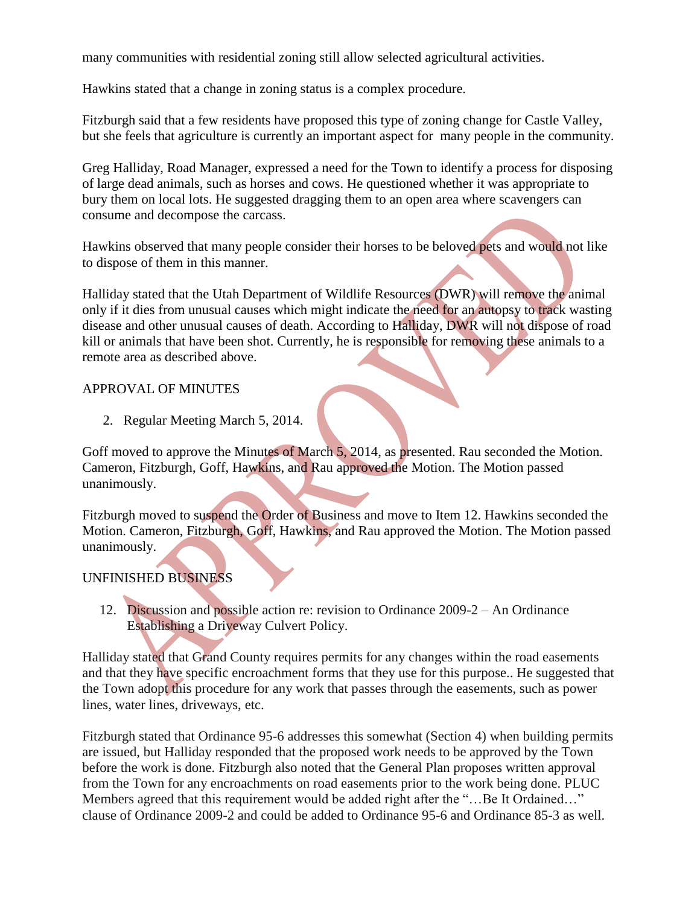many communities with residential zoning still allow selected agricultural activities.

Hawkins stated that a change in zoning status is a complex procedure.

Fitzburgh said that a few residents have proposed this type of zoning change for Castle Valley, but she feels that agriculture is currently an important aspect for many people in the community.

Greg Halliday, Road Manager, expressed a need for the Town to identify a process for disposing of large dead animals, such as horses and cows. He questioned whether it was appropriate to bury them on local lots. He suggested dragging them to an open area where scavengers can consume and decompose the carcass.

Hawkins observed that many people consider their horses to be beloved pets and would not like to dispose of them in this manner.

Halliday stated that the Utah Department of Wildlife Resources (DWR) will remove the animal only if it dies from unusual causes which might indicate the need for an autopsy to track wasting disease and other unusual causes of death. According to Halliday, DWR will not dispose of road kill or animals that have been shot. Currently, he is responsible for removing these animals to a remote area as described above.

APPROVAL OF MINUTES

2. Regular Meeting March 5, 2014.

Goff moved to approve the Minutes of March 5, 2014, as presented. Rau seconded the Motion. Cameron, Fitzburgh, Goff, Hawkins, and Rau approved the Motion. The Motion passed unanimously.

Fitzburgh moved to suspend the Order of Business and move to Item 12. Hawkins seconded the Motion. Cameron, Fitzburgh, Goff, Hawkins, and Rau approved the Motion. The Motion passed unanimously.

UNFINISHED BUSINESS

12. Discussion and possible action re: revision to Ordinance 2009-2 – An Ordinance Establishing a Driveway Culvert Policy.

Halliday stated that Grand County requires permits for any changes within the road easements and that they have specific encroachment forms that they use for this purpose.. He suggested that the Town adopt this procedure for any work that passes through the easements, such as power lines, water lines, driveways, etc.

Fitzburgh stated that Ordinance 95-6 addresses this somewhat (Section 4) when building permits are issued, but Halliday responded that the proposed work needs to be approved by the Town before the work is done. Fitzburgh also noted that the General Plan proposes written approval from the Town for any encroachments on road easements prior to the work being done. PLUC Members agreed that this requirement would be added right after the "…Be It Ordained…" clause of Ordinance 2009-2 and could be added to Ordinance 95-6 and Ordinance 85-3 as well.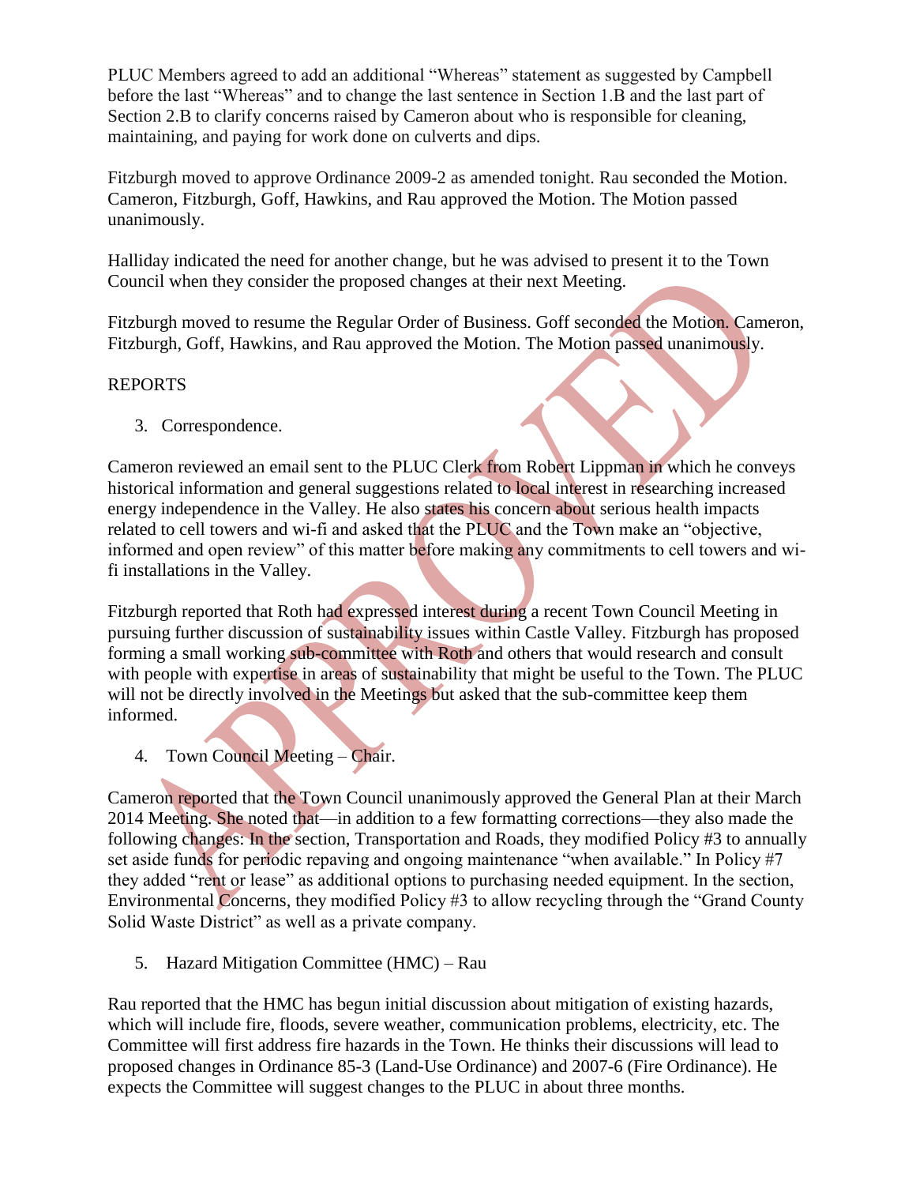PLUC Members agreed to add an additional "Whereas" statement as suggested by Campbell before the last "Whereas" and to change the last sentence in Section 1.B and the last part of Section 2.B to clarify concerns raised by Cameron about who is responsible for cleaning, maintaining, and paying for work done on culverts and dips.

Fitzburgh moved to approve Ordinance 2009-2 as amended tonight. Rau seconded the Motion. Cameron, Fitzburgh, Goff, Hawkins, and Rau approved the Motion. The Motion passed unanimously.

Halliday indicated the need for another change, but he was advised to present it to the Town Council when they consider the proposed changes at their next Meeting.

Fitzburgh moved to resume the Regular Order of Business. Goff seconded the Motion. Cameron, Fitzburgh, Goff, Hawkins, and Rau approved the Motion. The Motion passed unanimously.

REPORTS

3. Correspondence.

Cameron reviewed an email sent to the PLUC Clerk from Robert Lippman in which he conveys historical information and general suggestions related to local interest in researching increased energy independence in the Valley. He also states his concern about serious health impacts related to cell towers and wi-fi and asked that the PLUC and the Town make an "objective, informed and open review" of this matter before making any commitments to cell towers and wi-fi installations in the Valley.

Fitzburgh reported that Roth had expressed interest during a recent Town Council Meeting in pursuing further discussion of sustainability issues within Castle Valley. Fitzburgh has proposed forming a small working sub-committee with Roth and others that would research and consult with people with expertise in areas of sustainability that might be useful to the Town. The PLUC will not be directly involved in the Meetings but asked that the sub-committee keep them informed.

4. Town Council Meeting – Chair.

Cameron reported that the Town Council unanimously approved the General Plan at their March 2014 Meeting. She noted that—in addition to a few formatting corrections—they also made the following changes: In the section, Transportation and Roads, they modified Policy #3 to annually set aside funds for periodic repaving and ongoing maintenance "when available." In Policy #7 they added "rent or lease" as additional options to purchasing needed equipment. In the section, Environmental Concerns, they modified Policy #3 to allow recycling through the "Grand County Solid Waste District" as well as a private company.

5. Hazard Mitigation Committee (HMC) – Rau

Rau reported that the HMC has begun initial discussion about mitigation of existing hazards, which will include fire, floods, severe weather, communication problems, electricity, etc. The Committee will first address fire hazards in the Town. He thinks their discussions will lead to proposed changes in Ordinance 85-3 (Land-Use Ordinance) and 2007-6 (Fire Ordinance). He expects the Committee will suggest changes to the PLUC in about three months.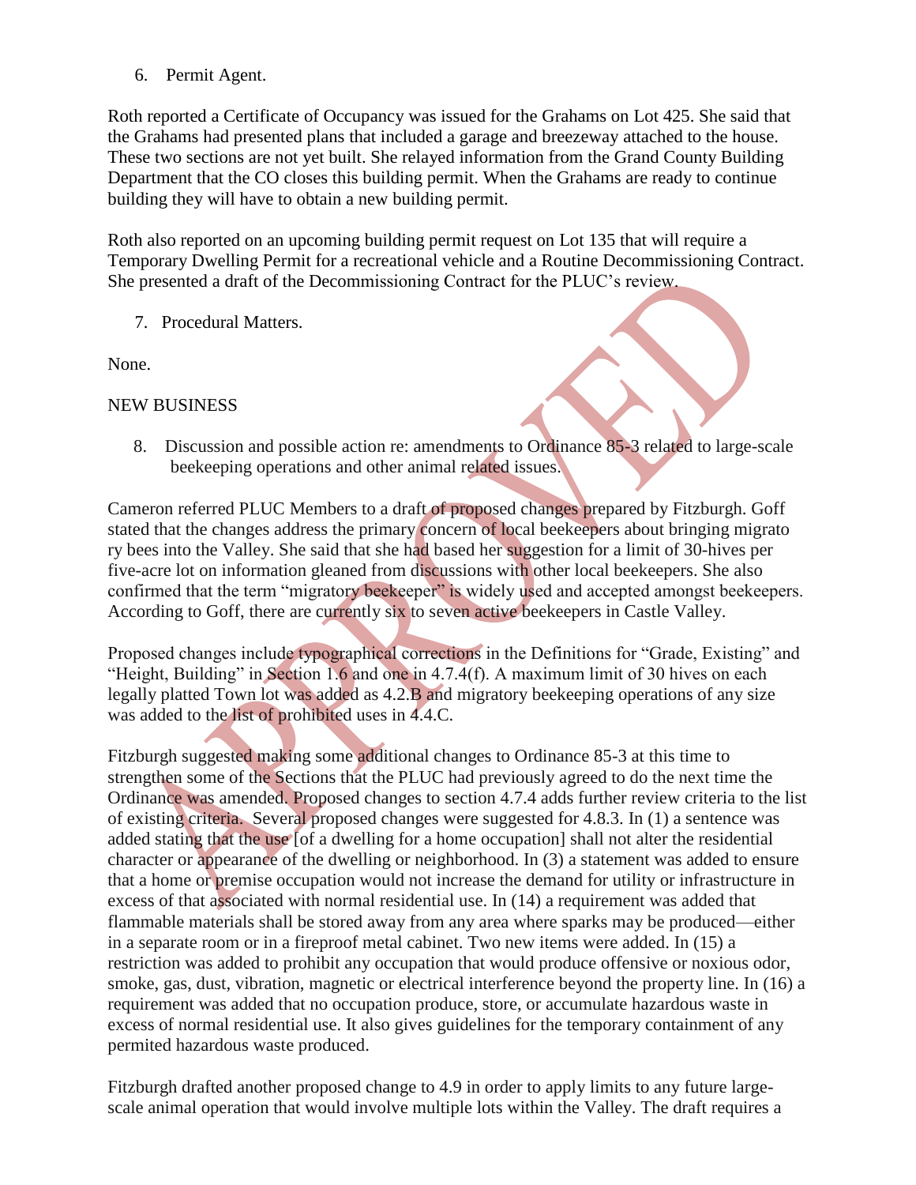6. Permit Agent.

Roth reported a Certificate of Occupancy was issued for the Grahams on Lot 425. She said that the Grahams had presented plans that included a garage and breezeway attached to the house. These two sections are not yet built. She relayed information from the Grand County Building Department that the CO closes this building permit. When the Grahams are ready to continue building they will have to obtain a new building permit.

Roth also reported on an upcoming building permit request on Lot 135 that will require a Temporary Dwelling Permit for a recreational vehicle and a Routine Decommissioning Contract. She presented a draft of the Decommissioning Contract for the PLUC's review.

7. Procedural Matters.

None.

NEW BUSINESS

8. Discussion and possible action re: amendments to Ordinance 85-3 related to large-scale beekeeping operations and other animal related issues.

Cameron referred PLUC Members to a draft of proposed changes prepared by Fitzburgh. Goff stated that the changes address the primary concern of local beekeepers about bringing migrato ry bees into the Valley. She said that she had based her suggestion for a limit of 30-hives per five-acre lot on information gleaned from discussions with other local beekeepers. She also confirmed that the term "migratory beekeeper" is widely used and accepted amongst beekeepers. According to Goff, there are currently six to seven active beekeepers in Castle Valley.

Proposed changes include typographical corrections in the Definitions for "Grade, Existing" and "Height, Building" in Section 1.6 and one in 4.7.4(f). A maximum limit of 30 hives on each legally platted Town lot was added as 4.2.B and migratory beekeeping operations of any size was added to the list of prohibited uses in 4.4.C.

Fitzburgh suggested making some additional changes to Ordinance 85-3 at this time to strengthen some of the Sections that the PLUC had previously agreed to do the next time the Ordinance was amended. Proposed changes to section 4.7.4 adds further review criteria to the list of existing criteria. Several proposed changes were suggested for 4.8.3. In (1) a sentence was added stating that the use [of a dwelling for a home occupation] shall not alter the residential character or appearance of the dwelling or neighborhood. In (3) a statement was added to ensure that a home or premise occupation would not increase the demand for utility or infrastructure in excess of that associated with normal residential use. In (14) a requirement was added that flammable materials shall be stored away from any area where sparks may be produced—either in a separate room or in a fireproof metal cabinet. Two new items were added. In (15) a restriction was added to prohibit any occupation that would produce offensive or noxious odor, smoke, gas, dust, vibration, magnetic or electrical interference beyond the property line. In (16) a requirement was added that no occupation produce, store, or accumulate hazardous waste in excess of normal residential use. It also gives guidelines for the temporary containment of any permited hazardous waste produced.

Fitzburgh drafted another proposed change to 4.9 in order to apply limits to any future large-scale animal operation that would involve multiple lots within the Valley. The draft requires a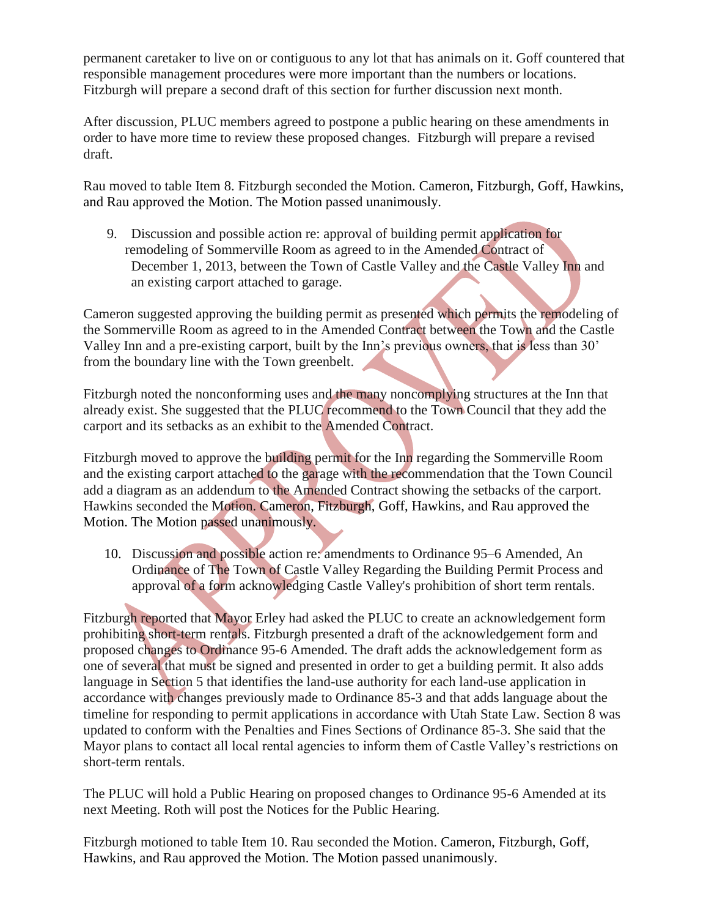permanent caretaker to live on or contiguous to any lot that has animals on it. Goff countered that responsible management procedures were more important than the numbers or locations. Fitzburgh will prepare a second draft of this section for further discussion next month.

After discussion, PLUC members agreed to postpone a public hearing on these amendments in order to have more time to review these proposed changes. Fitzburgh will prepare a revised draft.

Rau moved to table Item 8. Fitzburgh seconded the Motion. Cameron, Fitzburgh, Goff, Hawkins, and Rau approved the Motion. The Motion passed unanimously.

9. Discussion and possible action re: approval of building permit application for remodeling of Sommerville Room as agreed to in the Amended Contract of December 1, 2013, between the Town of Castle Valley and the Castle Valley Inn and an existing carport attached to garage.

Cameron suggested approving the building permit as presented which permits the remodeling of the Sommerville Room as agreed to in the Amended Contract between the Town and the Castle Valley Inn and a pre-existing carport, built by the Inn's previous owners, that is less than 30' from the boundary line with the Town greenbelt.

Fitzburgh noted the nonconforming uses and the many noncomplying structures at the Inn that already exist. She suggested that the PLUC recommend to the Town Council that they add the carport and its setbacks as an exhibit to the Amended Contract.

Fitzburgh moved to approve the building permit for the Inn regarding the Sommerville Room and the existing carport attached to the garage with the recommendation that the Town Council add a diagram as an addendum to the Amended Contract showing the setbacks of the carport. Hawkins seconded the Motion. Cameron, Fitzburgh, Goff, Hawkins, and Rau approved the Motion. The Motion passed unanimously.

10. Discussion and possible action re: amendments to Ordinance 95–6 Amended, An Ordinance of The Town of Castle Valley Regarding the Building Permit Process and approval of a form acknowledging Castle Valley's prohibition of short term rentals.

Fitzburgh reported that Mayor Erley had asked the PLUC to create an acknowledgement form prohibiting short-term rentals. Fitzburgh presented a draft of the acknowledgement form and proposed changes to Ordinance 95-6 Amended. The draft adds the acknowledgement form as one of several that must be signed and presented in order to get a building permit. It also adds language in Section 5 that identifies the land-use authority for each land-use application in accordance with changes previously made to Ordinance 85-3 and that adds language about the timeline for responding to permit applications in accordance with Utah State Law. Section 8 was updated to conform with the Penalties and Fines Sections of Ordinance 85-3. She said that the Mayor plans to contact all local rental agencies to inform them of Castle Valley's restrictions on short-term rentals.

The PLUC will hold a Public Hearing on proposed changes to Ordinance 95-6 Amended at its next Meeting. Roth will post the Notices for the Public Hearing.

Fitzburgh motioned to table Item 10. Rau seconded the Motion. Cameron, Fitzburgh, Goff, Hawkins, and Rau approved the Motion. The Motion passed unanimously.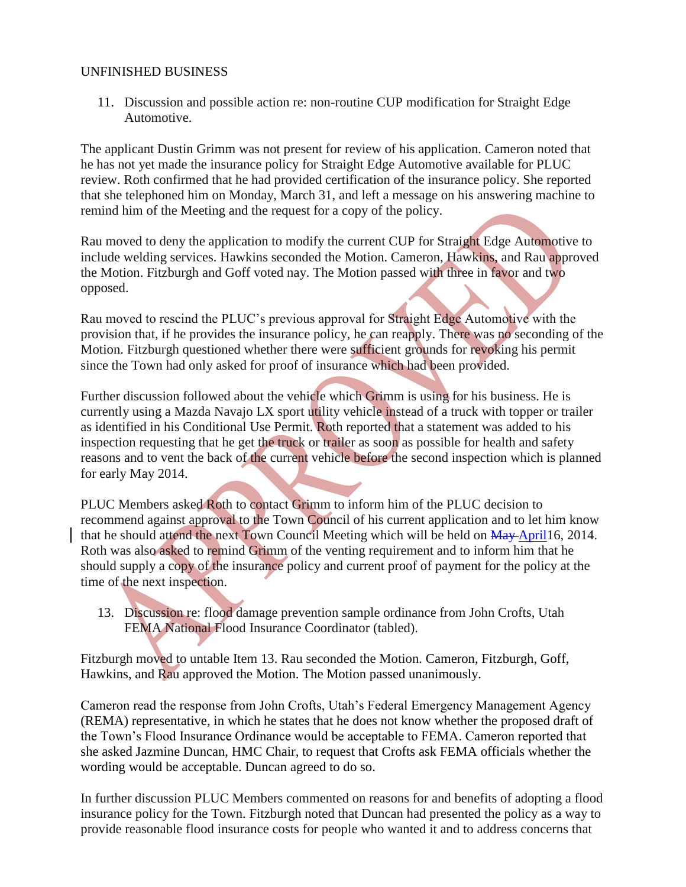UNFINISHED BUSINESS

11. Discussion and possible action re: non-routine CUP modification for Straight Edge Automotive.

The applicant Dustin Grimm was not present for review of his application. Cameron noted that he has not yet made the insurance policy for Straight Edge Automotive available for PLUC review. Roth confirmed that he had provided certification of the insurance policy. She reported that she telephoned him on Monday, March 31, and left a message on his answering machine to remind him of the Meeting and the request for a copy of the policy.

Rau moved to deny the application to modify the current CUP for Straight Edge Automotive to include welding services. Hawkins seconded the Motion. Cameron, Hawkins, and Rau approved the Motion. Fitzburgh and Goff voted nay. The Motion passed with three in favor and two opposed.

Rau moved to rescind the PLUC's previous approval for Straight Edge Automotive with the provision that, if he provides the insurance policy, he can reapply. There was no seconding of the Motion. Fitzburgh questioned whether there were sufficient grounds for revoking his permit since the Town had only asked for proof of insurance which had been provided.

Further discussion followed about the vehicle which Grimm is using for his business. He is currently using a Mazda Navajo LX sport utility vehicle instead of a truck with topper or trailer as identified in his Conditional Use Permit. Roth reported that a statement was added to his inspection requesting that he get the truck or trailer as soon as possible for health and safety reasons and to vent the back of the current vehicle before the second inspection which is planned for early May 2014.

PLUC Members asked Roth to contact Grimm to inform him of the PLUC decision to recommend against approval to the Town Council of his current application and to let him know that he should attend the next Town Council Meeting which will be held on ~~May~~ April 16, 2014. Roth was also asked to remind Grimm of the venting requirement and to inform him that he should supply a copy of the insurance policy and current proof of payment for the policy at the time of the next inspection.

13. Discussion re: flood damage prevention sample ordinance from John Crofts, Utah FEMA National Flood Insurance Coordinator (tabled).

Fitzburgh moved to untable Item 13. Rau seconded the Motion. Cameron, Fitzburgh, Goff, Hawkins, and Rau approved the Motion. The Motion passed unanimously.

Cameron read the response from John Crofts, Utah's Federal Emergency Management Agency (REMA) representative, in which he states that he does not know whether the proposed draft of the Town's Flood Insurance Ordinance would be acceptable to FEMA. Cameron reported that she asked Jazmine Duncan, HMC Chair, to request that Crofts ask FEMA officials whether the wording would be acceptable. Duncan agreed to do so.

In further discussion PLUC Members commented on reasons for and benefits of adopting a flood insurance policy for the Town. Fitzburgh noted that Duncan had presented the policy as a way to provide reasonable flood insurance costs for people who wanted it and to address concerns that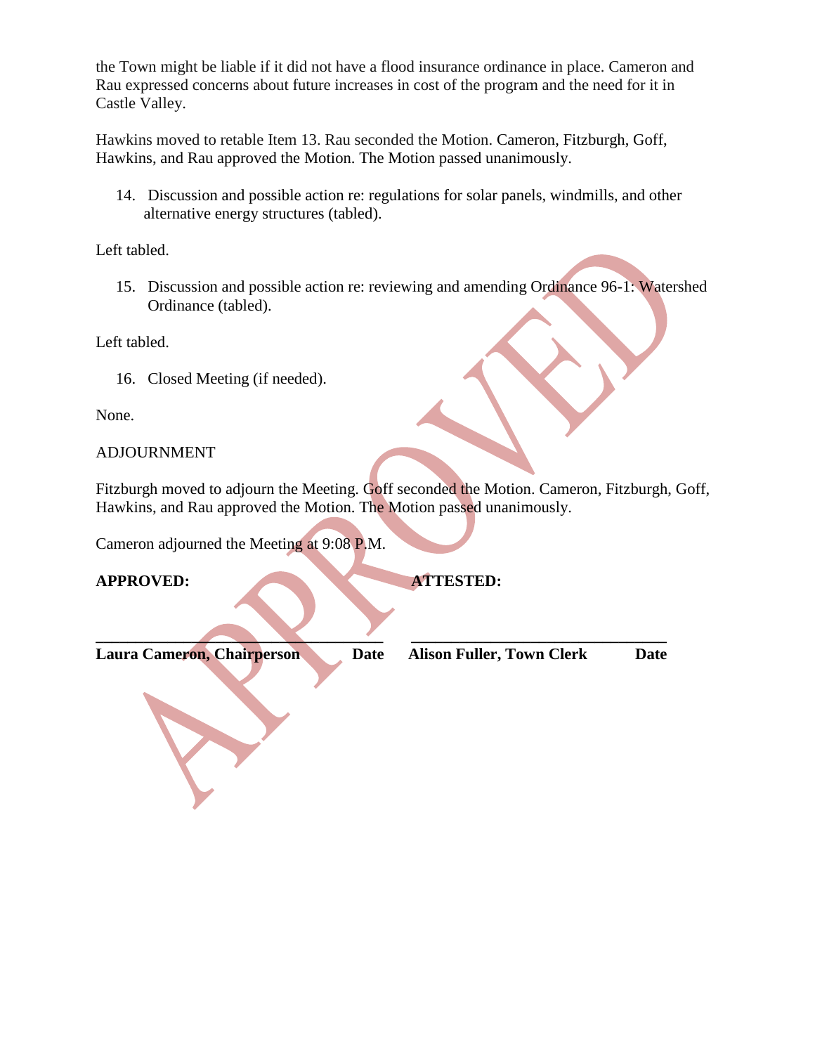the Town might be liable if it did not have a flood insurance ordinance in place. Cameron and Rau expressed concerns about future increases in cost of the program and the need for it in Castle Valley.

Hawkins moved to retable Item 13. Rau seconded the Motion. Cameron, Fitzburgh, Goff, Hawkins, and Rau approved the Motion. The Motion passed unanimously.

14. Discussion and possible action re: regulations for solar panels, windmills, and other alternative energy structures (tabled).

Left tabled.

15. Discussion and possible action re: reviewing and amending Ordinance 96-1: Watershed Ordinance (tabled).

Left tabled.

16. Closed Meeting (if needed).

None.

ADJOURNMENT

Fitzburgh moved to adjourn the Meeting. Goff seconded the Motion. Cameron, Fitzburgh, Goff, Hawkins, and Rau approved the Motion. The Motion passed unanimously.

Cameron adjourned the Meeting at 9:08 P.M.

**APPROVED:** **ATTESTED:**

______________________________ ______________________________

**Laura Cameron, Chairperson Date** **Alison Fuller, Town Clerk Date**

APPROVED